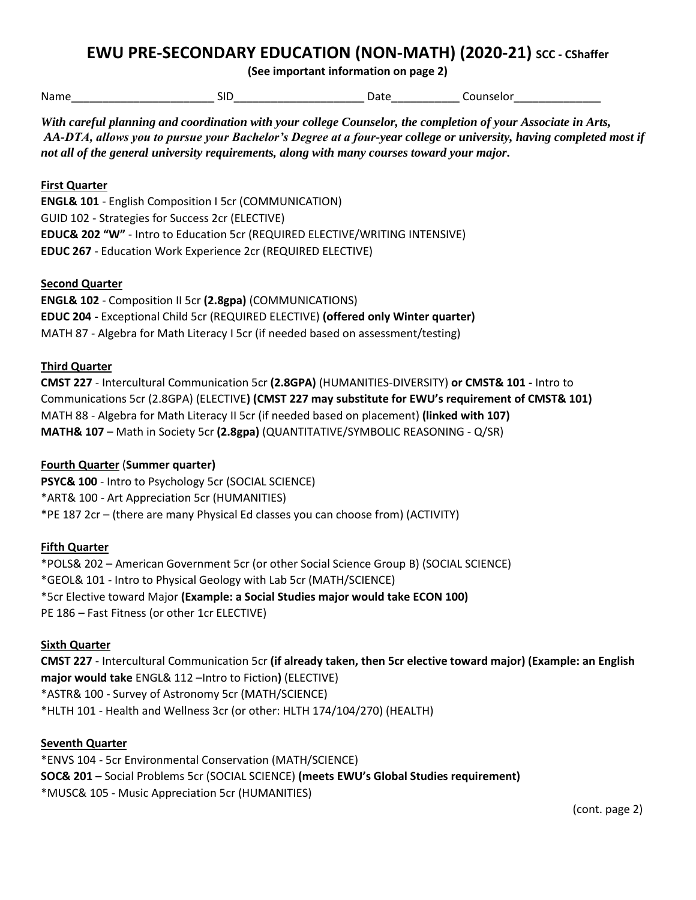# EWU PRE-SECONDARY EDUCATION (NON-MATH) (2020-21) SCC - CShaffer

**(See important information on page 2)**

Name_______________________ SID_____________________ Date___________ Counselor______________

***With careful planning and coordination with your college Counselor, the completion of your Associate in Arts, AA-DTA, allows you to pursue your Bachelor's Degree at a four-year college or university, having completed most if not all of the general university requirements, along with many courses toward your major.***

**First Quarter**

**ENGL& 101** - English Composition I 5cr (COMMUNICATION)
GUID 102 - Strategies for Success 2cr (ELECTIVE)
**EDUC& 202 "W"** - Intro to Education 5cr (REQUIRED ELECTIVE/WRITING INTENSIVE)
**EDUC 267** - Education Work Experience 2cr (REQUIRED ELECTIVE)

**Second Quarter**

**ENGL& 102** - Composition II 5cr **(2.8gpa)** (COMMUNICATIONS)
**EDUC 204 -** Exceptional Child 5cr (REQUIRED ELECTIVE) **(offered only Winter quarter)**
MATH 87 - Algebra for Math Literacy I 5cr (if needed based on assessment/testing)

**Third Quarter**

**CMST 227** - Intercultural Communication 5cr **(2.8GPA)** (HUMANITIES-DIVERSITY) **or CMST& 101 -** Intro to Communications 5cr (2.8GPA) (ELECTIVE**) (CMST 227 may substitute for EWU's requirement of CMST& 101)**
MATH 88 - Algebra for Math Literacy II 5cr (if needed based on placement) **(linked with 107)**
**MATH& 107** – Math in Society 5cr **(2.8gpa)** (QUANTITATIVE/SYMBOLIC REASONING - Q/SR)

**Fourth Quarter** (**Summer quarter)**

**PSYC& 100** - Intro to Psychology 5cr (SOCIAL SCIENCE)
*ART& 100 - Art Appreciation 5cr (HUMANITIES)
*PE 187 2cr – (there are many Physical Ed classes you can choose from) (ACTIVITY)

**Fifth Quarter**

*POLS& 202 – American Government 5cr (or other Social Science Group B) (SOCIAL SCIENCE)
*GEOL& 101 - Intro to Physical Geology with Lab 5cr (MATH/SCIENCE)
*5cr Elective toward Major **(Example: a Social Studies major would take ECON 100)**
PE 186 – Fast Fitness (or other 1cr ELECTIVE)

**Sixth Quarter**

**CMST 227** - Intercultural Communication 5cr **(if already taken, then 5cr elective toward major) (Example: an English major would take** ENGL& 112 –Intro to Fiction**)** (ELECTIVE)
*ASTR& 100 - Survey of Astronomy 5cr (MATH/SCIENCE)
*HLTH 101 - Health and Wellness 3cr (or other: HLTH 174/104/270) (HEALTH)

**Seventh Quarter**

*ENVS 104 - 5cr Environmental Conservation (MATH/SCIENCE)
**SOC& 201 –** Social Problems 5cr (SOCIAL SCIENCE) **(meets EWU's Global Studies requirement)**
*MUSC& 105 - Music Appreciation 5cr (HUMANITIES)

(cont. page 2)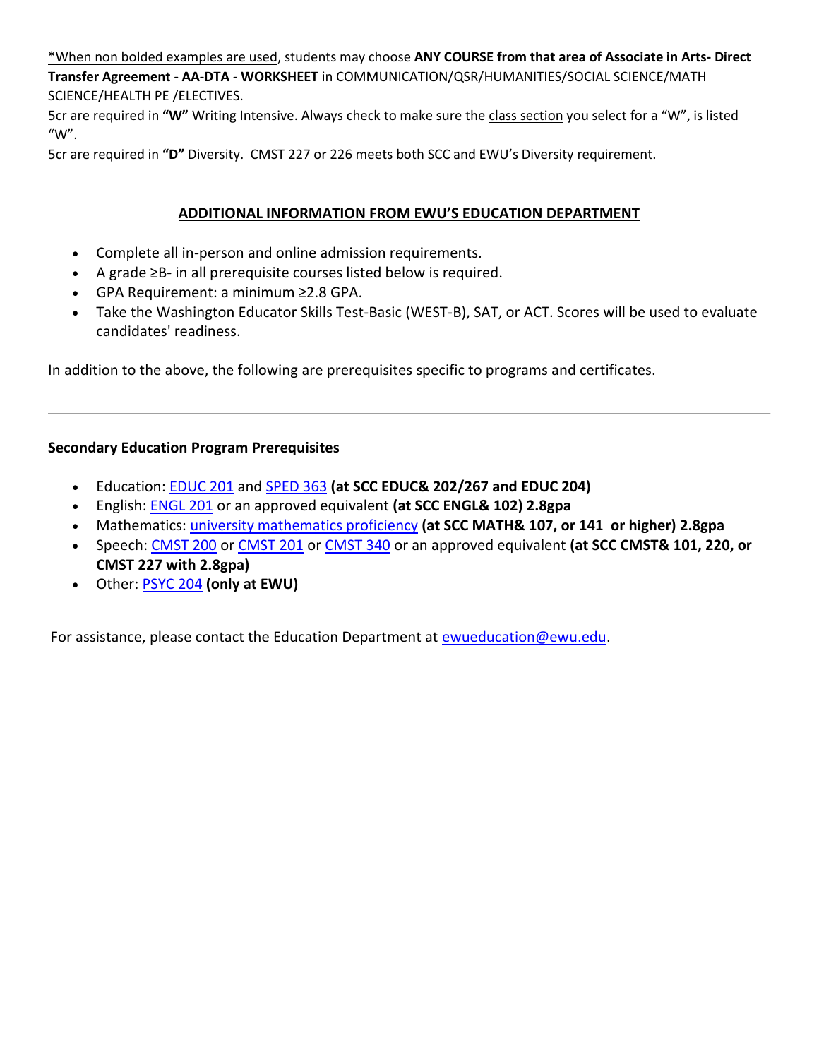*When non bolded examples are used, students may choose **ANY COURSE from that area of Associate in Arts- Direct Transfer Agreement - AA-DTA - WORKSHEET** in COMMUNICATION/QSR/HUMANITIES/SOCIAL SCIENCE/MATH SCIENCE/HEALTH PE /ELECTIVES.

5cr are required in **"W"** Writing Intensive. Always check to make sure the class section you select for a "W", is listed "W".

5cr are required in **"D"** Diversity. CMST 227 or 226 meets both SCC and EWU's Diversity requirement.

## ADDITIONAL INFORMATION FROM EWU'S EDUCATION DEPARTMENT

- Complete all in-person and online admission requirements.
- A grade ≥B- in all prerequisite courses listed below is required.
- GPA Requirement: a minimum ≥2.8 GPA.
- Take the Washington Educator Skills Test-Basic (WEST-B), SAT, or ACT. Scores will be used to evaluate candidates' readiness.

In addition to the above, the following are prerequisites specific to programs and certificates.

---

**Secondary Education Program Prerequisites**

- Education: EDUC 201 and SPED 363 **(at SCC EDUC& 202/267 and EDUC 204)**
- English: ENGL 201 or an approved equivalent **(at SCC ENGL& 102) 2.8gpa**
- Mathematics: university mathematics proficiency **(at SCC MATH& 107, or 141 or higher) 2.8gpa**
- Speech: CMST 200 or CMST 201 or CMST 340 or an approved equivalent **(at SCC CMST& 101, 220, or CMST 227 with 2.8gpa)**
- Other: PSYC 204 **(only at EWU)**

For assistance, please contact the Education Department at ewueducation@ewu.edu.